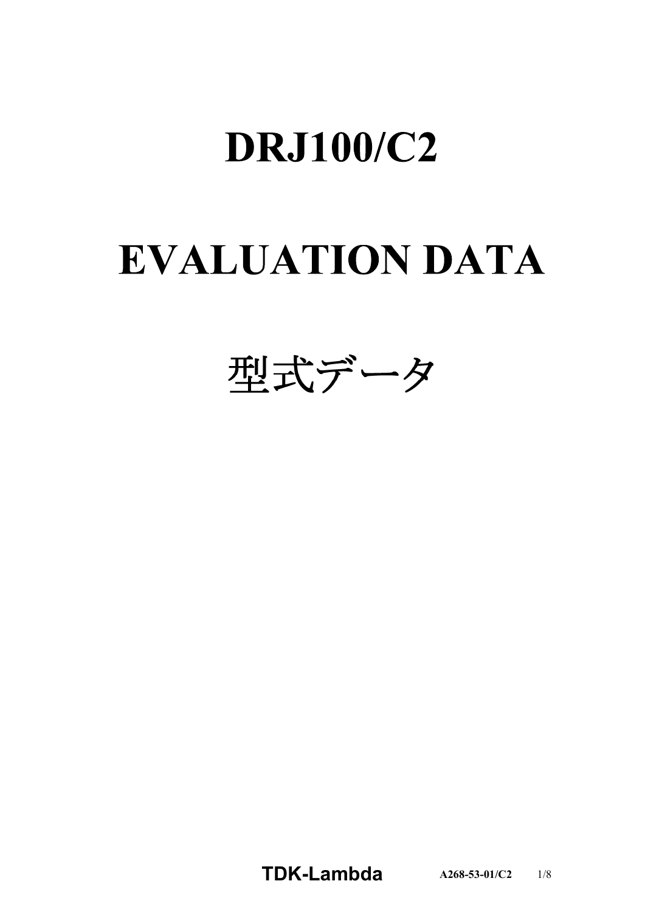# DRJ100/C2

# EVALUATION DATA

# 型式データ

**TDK-Lambda** A268-53-01/C2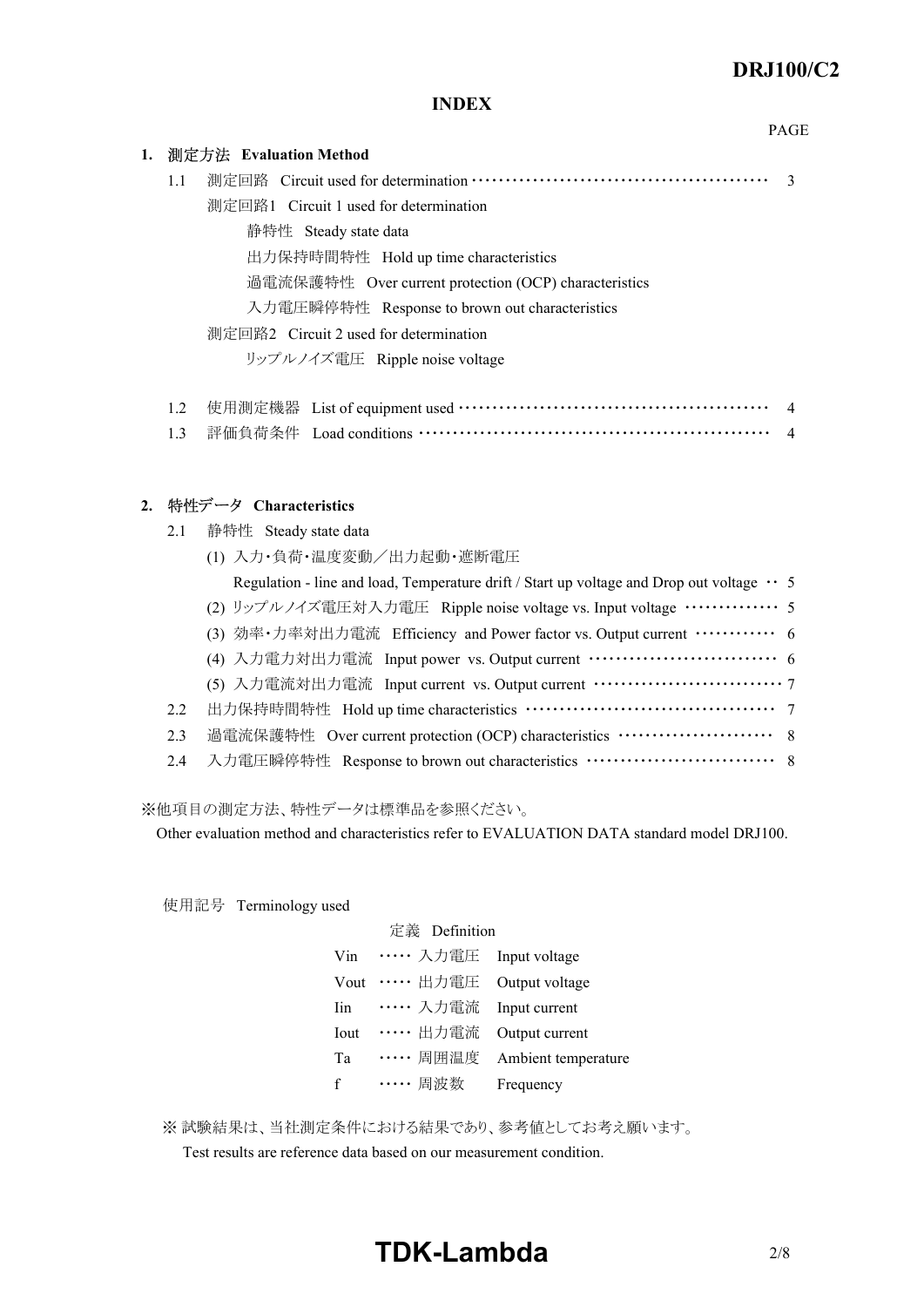# INDEX

PAGE

## 1. 測定方法　Evaluation Method

1.1　測定回路　Circuit used for determination ………………………………………… 3

　　測定回路1　Circuit 1 used for determination

　　　　静特性　Steady state data

　　　　出力保持時間特性　Hold up time characteristics

　　　　過電流保護特性　Over current protection (OCP) characteristics

　　　　入力電圧瞬停特性　Response to brown out characteristics

　　測定回路2　Circuit 2 used for determination

　　　　リップルノイズ電圧　Ripple noise voltage

1.2　使用測定機器　List of equipment used ………………………………………… 4

1.3　評価負荷条件　Load conditions ………………………………………………… 4

## 2. 特性データ　Characteristics

2.1　静特性　Steady state data

　　(1) 入力・負荷・温度変動／出力起動・遮断電圧

　　　　Regulation - line and load, Temperature drift / Start up voltage and Drop out voltage ‥ 5

　　(2) リップルノイズ電圧対入力電圧　Ripple noise voltage vs. Input voltage …………… 5

　　(3) 効率・力率対出力電流　Efficiency and Power factor vs. Output current ………… 6

　　(4) 入力電力対出力電流　Input power vs. Output current ………………………… 6

　　(5) 入力電流対出力電流　Input current vs. Output current ………………………… 7

2.2　出力保持時間特性　Hold up time characteristics ………………………………… 7

2.3　過電流保護特性　Over current protection (OCP) characteristics …………………… 8

2.4　入力電圧瞬停特性　Response to brown out characteristics ………………………… 8

※他項目の測定方法、特性データは標準品を参照ください。

Other evaluation method and characteristics refer to EVALUATION DATA standard model DRJ100.

使用記号　Terminology used

| | | 定義 | Definition |
|---|---|---|---|
| Vin | ….. | 入力電圧 | Input voltage |
| Vout | ….. | 出力電圧 | Output voltage |
| Iin | ….. | 入力電流 | Input current |
| Iout | ….. | 出力電流 | Output current |
| Ta | ….. | 周囲温度 | Ambient temperature |
| f | ….. | 周波数 | Frequency |

※ 試験結果は、当社測定条件における結果であり、参考値としてお考え願います。

Test results are reference data based on our measurement condition.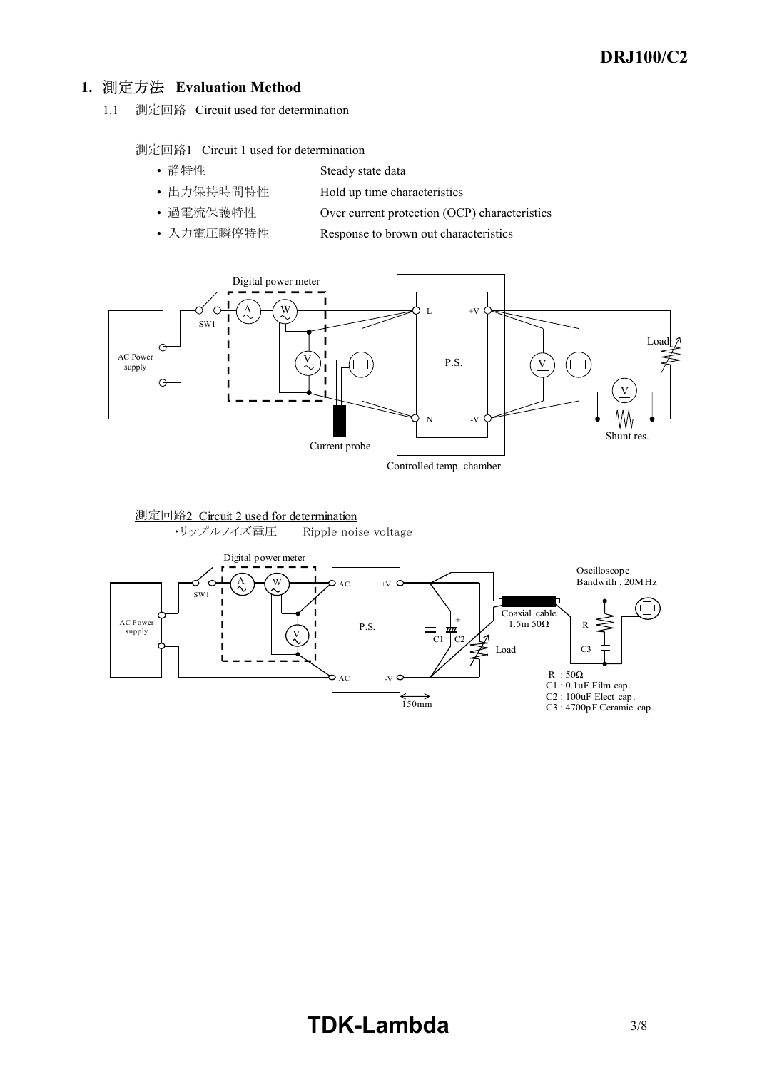## 1. 測定方法 Evaluation Method

1.1 測定回路 Circuit used for determination

測定回路1 Circuit 1 used for determination

- 静特性 Steady state data
- 出力保持時間特性 Hold up time characteristics
- 過電流保護特性 Over current protection (OCP) characteristics
- 入力電圧瞬停特性 Response to brown out characteristics

Digital power meter

SW1

AC Power supply

P.S.

L +V

N -V

Load

Shunt res.

Current probe

Controlled temp. chamber

測定回路2 Circuit 2 used for determination

・リップルノイズ電圧 Ripple noise voltage

Digital power meter

SW1

AC Power supply

P.S.

AC +V

AC -V

C1 C2

Load

150mm

Coaxial cable 1.5m 50Ω

Oscilloscope Bandwith : 20MHz

R

C3

R : 50Ω
C1 : 0.1uF Film cap.
C2 : 100uF Elect cap.
C3 : 4700pF Ceramic cap.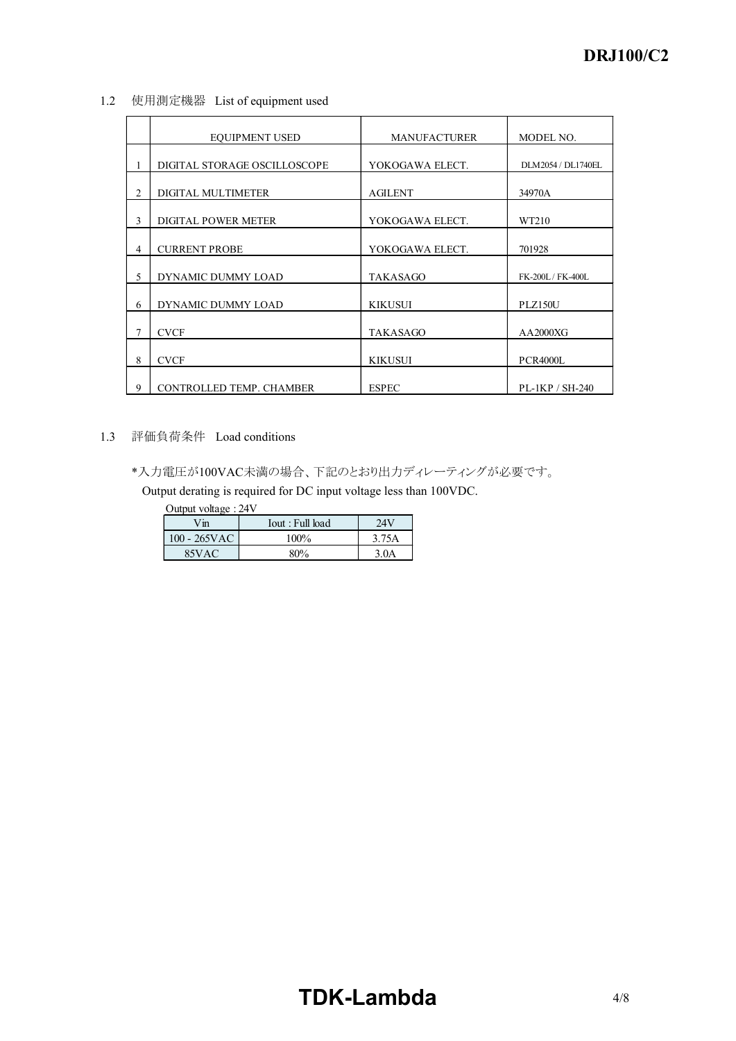## 1.2 使用測定機器 List of equipment used

| | EQUIPMENT USED | MANUFACTURER | MODEL NO. |
|---|---|---|---|
| 1 | DIGITAL STORAGE OSCILLOSCOPE | YOKOGAWA ELECT. | DLM2054 / DL1740EL |
| 2 | DIGITAL MULTIMETER | AGILENT | 34970A |
| 3 | DIGITAL POWER METER | YOKOGAWA ELECT. | WT210 |
| 4 | CURRENT PROBE | YOKOGAWA ELECT. | 701928 |
| 5 | DYNAMIC DUMMY LOAD | TAKASAGO | FK-200L / FK-400L |
| 6 | DYNAMIC DUMMY LOAD | KIKUSUI | PLZ150U |
| 7 | CVCF | TAKASAGO | AA2000XG |
| 8 | CVCF | KIKUSUI | PCR4000L |
| 9 | CONTROLLED TEMP. CHAMBER | ESPEC | PL-1KP / SH-240 |

## 1.3 評価負荷条件 Load conditions

*入力電圧が100VAC未満の場合、下記のとおり出力ディレーティングが必要です。

Output derating is required for DC input voltage less than 100VDC.

Output voltage : 24V

| Vin | Iout : Full load | 24V |
|---|---|---|
| 100 - 265VAC | 100% | 3.75A |
| 85VAC | 80% | 3.0A |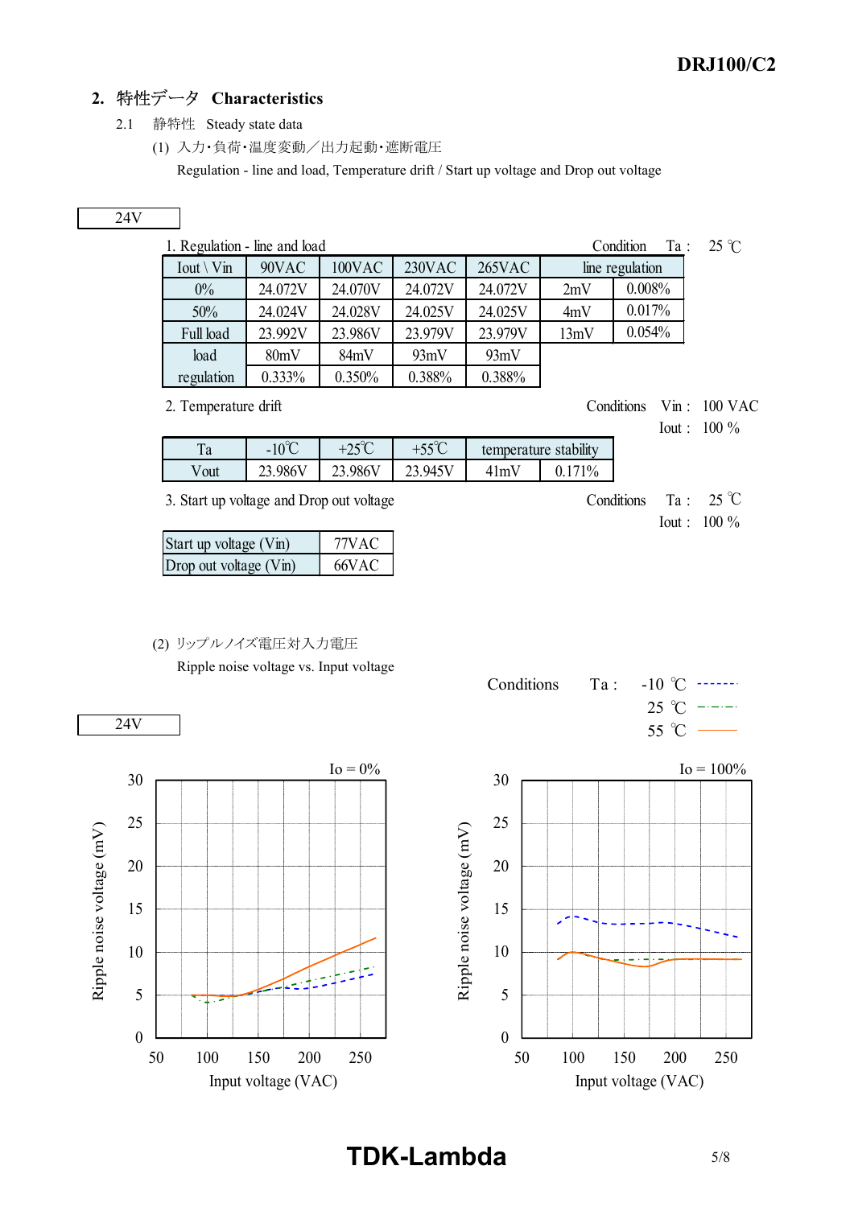## 2. 特性データ　Characteristics

2.1　静特性　Steady state data

(1) 入力･負荷･温度変動／出力起動･遮断電圧

Regulation - line and load, Temperature drift / Start up voltage and Drop out voltage

24V

1. Regulation - line and load　　Condition　Ta :　25 ℃

| Iout \ Vin | 90VAC | 100VAC | 230VAC | 265VAC | line regulation | |
|---|---|---|---|---|---|---|
| 0% | 24.072V | 24.070V | 24.072V | 24.072V | 2mV | 0.008% |
| 50% | 24.024V | 24.028V | 24.025V | 24.025V | 4mV | 0.017% |
| Full load | 23.992V | 23.986V | 23.979V | 23.979V | 13mV | 0.054% |
| load regulation | 80mV | 84mV | 93mV | 93mV | | |
| | 0.333% | 0.350% | 0.388% | 0.388% | | |

2. Temperature drift　　Conditions　Vin :　100 VAC　Iout :　100 %

| Ta | -10℃ | +25℃ | +55℃ | temperature stability | |
|---|---|---|---|---|---|
| Vout | 23.986V | 23.986V | 23.945V | 41mV | 0.171% |

3. Start up voltage and Drop out voltage　　Conditions　Ta :　25 ℃　Iout :　100 %

| Start up voltage (Vin) | 77VAC |
|---|---|
| Drop out voltage (Vin) | 66VAC |

(2) リップルノイズ電圧対入力電圧

Ripple noise voltage vs. Input voltage

Conditions　Ta :　-10 ℃ ------　25 ℃ -·-·-　55 ℃ ——

24V

Io = 0%　　Io = 100%

Ripple noise voltage (mV) / Input voltage (VAC)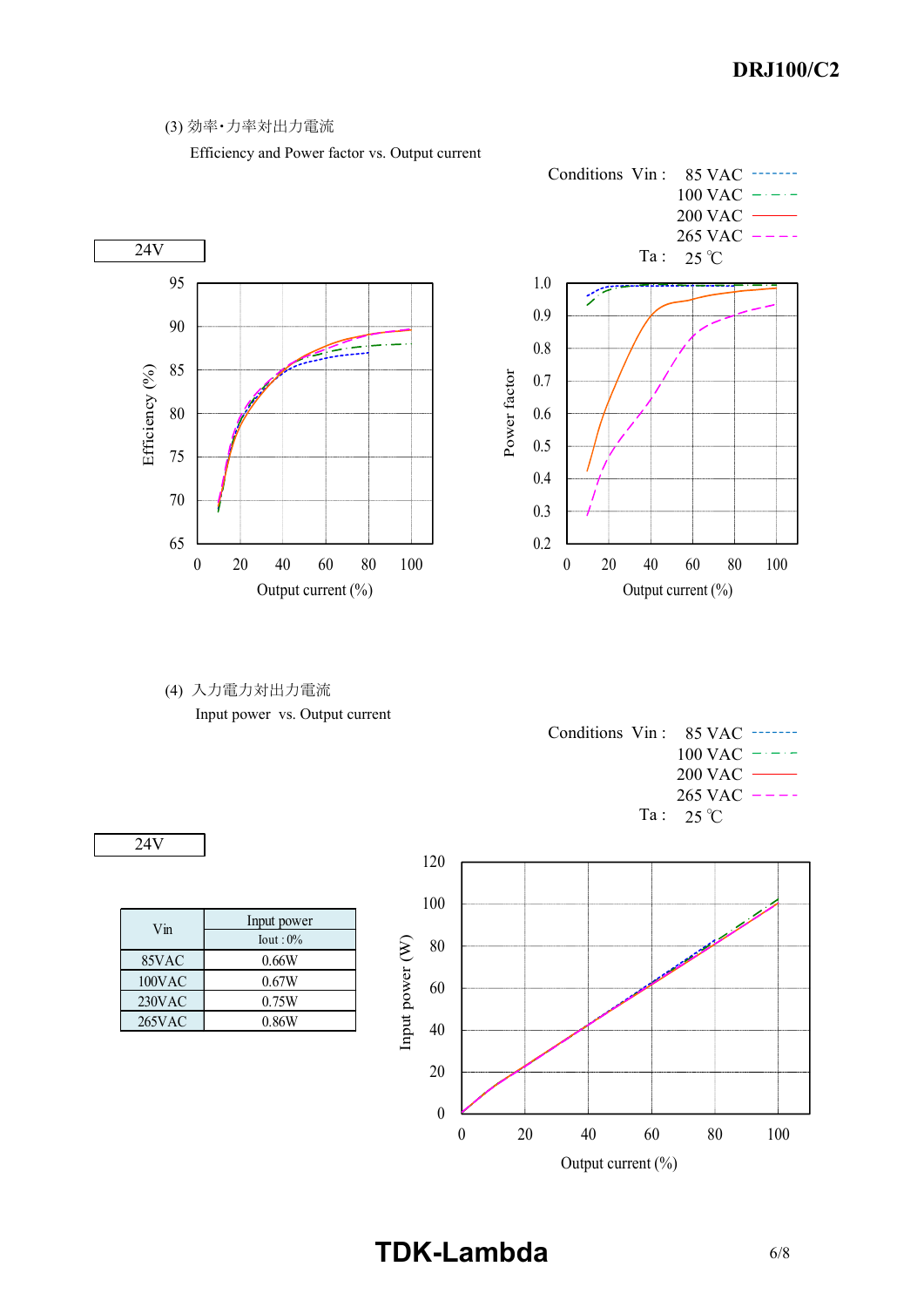(3) 効率･力率対出力電流

Efficiency and Power factor vs. Output current

Conditions Vin : 85 VAC, 100 VAC, 200 VAC, 265 VAC

Ta : 25 ℃

24V

(4) 入力電力対出力電流

Input power vs. Output current

Conditions Vin : 85 VAC, 100 VAC, 200 VAC, 265 VAC

Ta : 25 ℃

24V

| Vin | Input power Iout : 0% |
|---|---|
| 85VAC | 0.66W |
| 100VAC | 0.67W |
| 230VAC | 0.75W |
| 265VAC | 0.86W |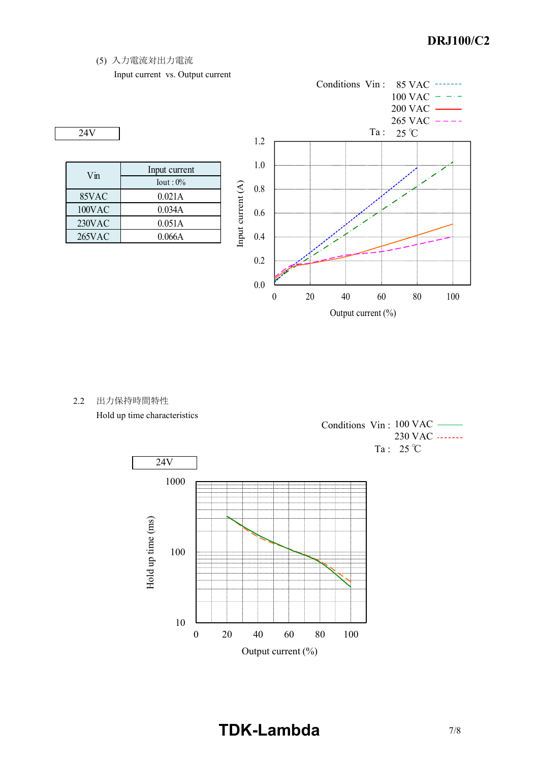(5) 入力電流対出力電流

Input current vs. Output current

24V

| Vin | Input current |
|---|---|
| | Iout : 0% |
| 85VAC | 0.021A |
| 100VAC | 0.034A |
| 230VAC | 0.051A |
| 265VAC | 0.066A |

Conditions Vin : 85 VAC, 100 VAC, 200 VAC, 265 VAC

Ta : 25 ℃

Input current (A)

Output current (%)

## 2.2 出力保持時間特性

Hold up time characteristics

24V

Conditions Vin : 100 VAC, 230 VAC

Ta : 25 ℃

Hold up time (ms)

Output current (%)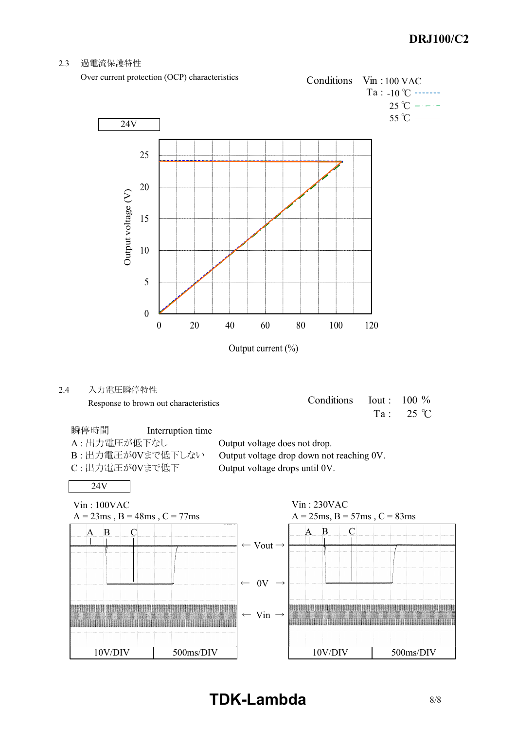### 2.3 過電流保護特性

Over current protection (OCP) characteristics

Conditions Vin : 100 VAC

Ta : -10 ℃

25 ℃

55 ℃

24V

Output voltage (V)

0
5
10
15
20
25

0
20
40
60
80
100
120

Output current (%)

### 2.4 入力電圧瞬停特性

Response to brown out characteristics

Conditions Iout : 100 %

Ta : 25 ℃

瞬停時間 Interruption time

A : 出力電圧が低下なし Output voltage does not drop.

B : 出力電圧が0Vまで低下しない Output voltage drop down not reaching 0V.

C : 出力電圧が0Vまで低下 Output voltage drops until 0V.

24V

Vin : 100VAC

A = 23ms , B = 48ms , C = 77ms

A B C

10V/DIV 500ms/DIV

← Vout →

← 0V →

← Vin →

Vin : 230VAC

A = 25ms, B = 57ms , C = 83ms

A B C

10V/DIV 500ms/DIV

TDK-Lambda